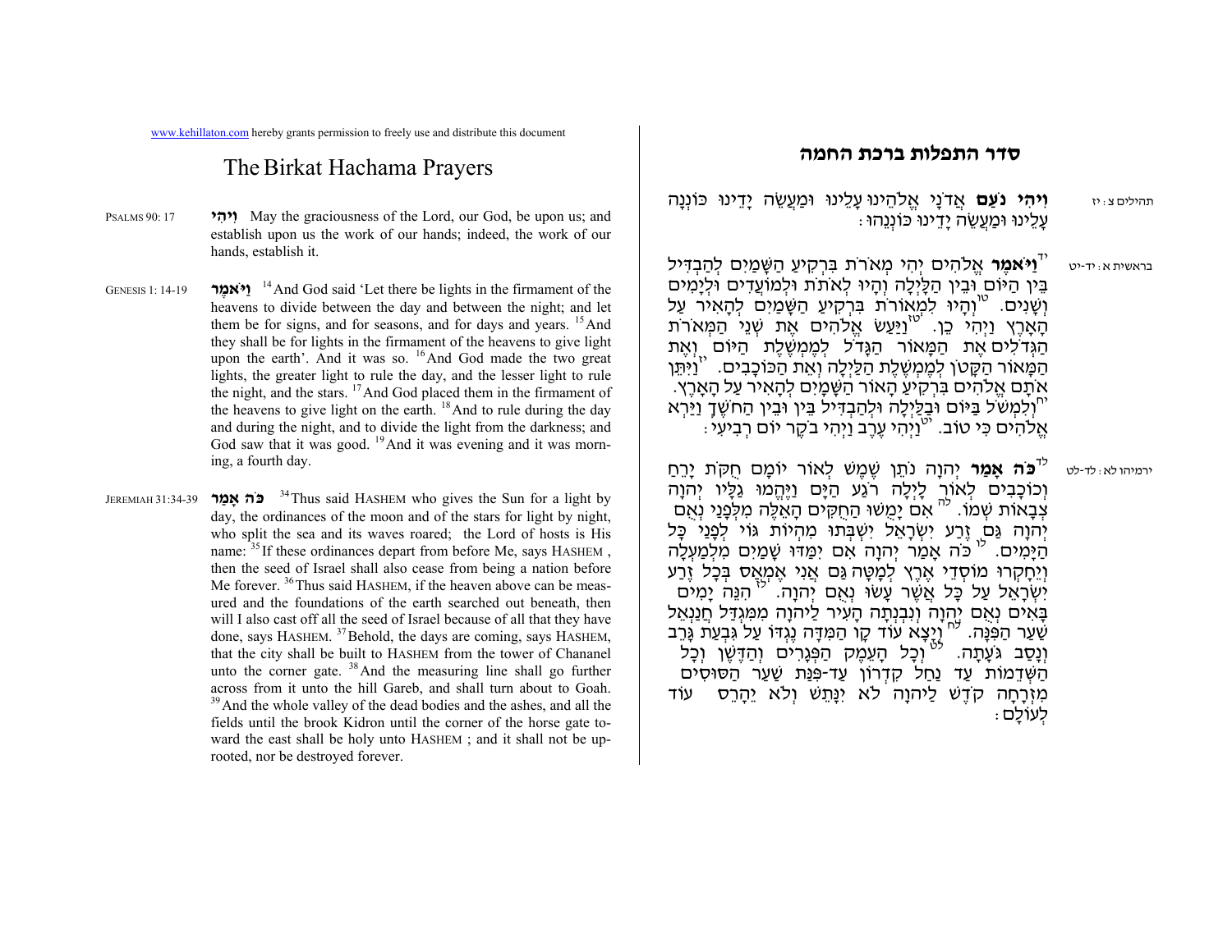www.kehillaton.com hereby grants permission to freely use and distribute this document

# The Birkat Hachama Prayers

PSALMS 90: 17

**וִיהִי** May the graciousness of the Lord, our God, be upon us; and establish upon us the work of our hands; indeed, the work of our hands, establish it.

GENESIS 1: 14-19

**וַיֹּאמֶר** [14] And God said 'Let there be lights in the firmament of the heavens to divide between the day and between the night; and let them be for signs, and for seasons, and for days and years. [15] And they shall be for lights in the firmament of the heavens to give light upon the earth'. And it was so. [16] And God made the two great lights, the greater light to rule the day, and the lesser light to rule the night, and the stars. [17] And God placed them in the firmament of the heavens to give light on the earth. [18] And to rule during the day and during the night, and to divide the light from the darkness; and God saw that it was good. [19] And it was evening and it was morning, a fourth day.

JEREMIAH 31:34-39

**כֹּה אָמַר** [34] Thus said HASHEM who gives the Sun for a light by day, the ordinances of the moon and of the stars for light by night, who split the sea and its waves roared; the Lord of hosts is His name: [35] If these ordinances depart from before Me, says HASHEM, then the seed of Israel shall also cease from being a nation before Me forever. [36] Thus said HASHEM, if the heaven above can be measured and the foundations of the earth searched out beneath, then will I also cast off all the seed of Israel because of all that they have done, says HASHEM. [37] Behold, the days are coming, says HASHEM, that the city shall be built to HASHEM from the tower of Chananel unto the corner gate. [38] And the measuring line shall go further across from it unto the hill Gareb, and shall turn about to Goah. [39] And the whole valley of the dead bodies and the ashes, and all the fields until the brook Kidron until the corner of the horse gate toward the east shall be holy unto HASHEM ; and it shall not be uprooted, nor be destroyed forever.

# סדר התפלות ברכת החמה

תהילים צ: יז

**וִיהִי נֹעַם** אֲדֹנָי אֱלֹהֵינוּ עָלֵינוּ וּמַעֲשֵׂה יָדֵינוּ כּוֹנְנָה עָלֵינוּ וּמַעֲשֵׂה יָדֵינוּ כּוֹנְנֵהוּ:

בראשית א: יד-יט

[יד] **וַיֹּאמֶר** אֱלֹהִים יְהִי מְאֹרֹת בִּרְקִיעַ הַשָּׁמַיִם לְהַבְדִּיל בֵּין הַיּוֹם וּבֵין הַלָּיְלָה וְהָיוּ לְאֹתֹת וּלְמוֹעֲדִים וּלְיָמִים וְשָׁנִים. [טו] וְהָיוּ לִמְאוֹרֹת בִּרְקִיעַ הַשָּׁמַיִם לְהָאִיר עַל הָאָרֶץ וַיְהִי כֵן. [טז] וַיַּעַשׂ אֱלֹהִים אֶת שְׁנֵי הַמְּאֹרֹת הַגְּדֹלִים אֶת הַמָּאוֹר הַגָּדֹל לְמֶמְשֶׁלֶת הַיּוֹם וְאֶת הַמָּאוֹר הַקָּטֹן לְמֶמְשֶׁלֶת הַלַּיְלָה וְאֵת הַכּוֹכָבִים. [יז] וַיִּתֵּן אֹתָם אֱלֹהִים בִּרְקִיעַ הַשָּׁמָיִם לְהָאִיר עַל הָאָרֶץ. [יח] וְלִמְשֹׁל בַּיּוֹם וּבַלַּיְלָה וּלְהַבְדִּיל בֵּין הָאוֹר וּבֵין הַחֹשֶׁךְ וַיַּרְא אֱלֹהִים כִּי טוֹב. [יט] וַיְהִי עֶרֶב וַיְהִי בֹקֶר יוֹם רְבִיעִי:

ירמיהו לא: לד-לט

[לד] **כֹּה אָמַר** יְהוָה נֹתֵן שֶׁמֶשׁ לְאוֹר יוֹמָם חֻקֹּת יָרֵחַ וְכוֹכָבִים לְאוֹר לָיְלָה רֹגַע הַיָּם וַיֶּהֱמוּ גַלָּיו יְהוָה צְבָאוֹת שְׁמוֹ. [לה] אִם יָמֻשׁוּ הַחֻקִּים הָאֵלֶּה מִלְּפָנַי נְאֻם יְהוָה גַּם זֶרַע יִשְׂרָאֵל יִשְׁבְּתוּ מִהְיוֹת גּוֹי לְפָנַי כָּל הַיָּמִים. [לו] כֹּה אָמַר יְהוָה אִם יִמַּדּוּ שָׁמַיִם מִלְמַעְלָה וְיֵחָקְרוּ מוֹסְדֵי אֶרֶץ לְמָטָּה גַּם אֲנִי אֶמְאַס בְּכָל זֶרַע יִשְׂרָאֵל עַל כָּל אֲשֶׁר עָשׂוּ נְאֻם יְהוָה. [לז] הִנֵּה יָמִים בָּאִים נְאֻם יְהוָה וְנִבְנְתָה הָעִיר לַיהוָה מִמִּגְדַּל חֲנַנְאֵל שַׁעַר הַפִּנָּה. [לח] וְיָצָא עוֹד קָו הַמִּדָּה נֶגְדּוֹ עַל גִּבְעַת גָּרֵב וְנָסַב גֹּעָתָה. [לט] וְכָל הָעֵמֶק הַפְּגָרִים וְהַדֶּשֶׁן וְכָל הַשְּׁדֵמוֹת עַד נַחַל קִדְרוֹן עַד-פִּנַּת שַׁעַר הַסּוּסִים מִזְרָחָה קֹדֶשׁ לַיהוָה לֹא יִנָּתֵשׁ וְלֹא יֵהָרֵס עוֹד לְעוֹלָם: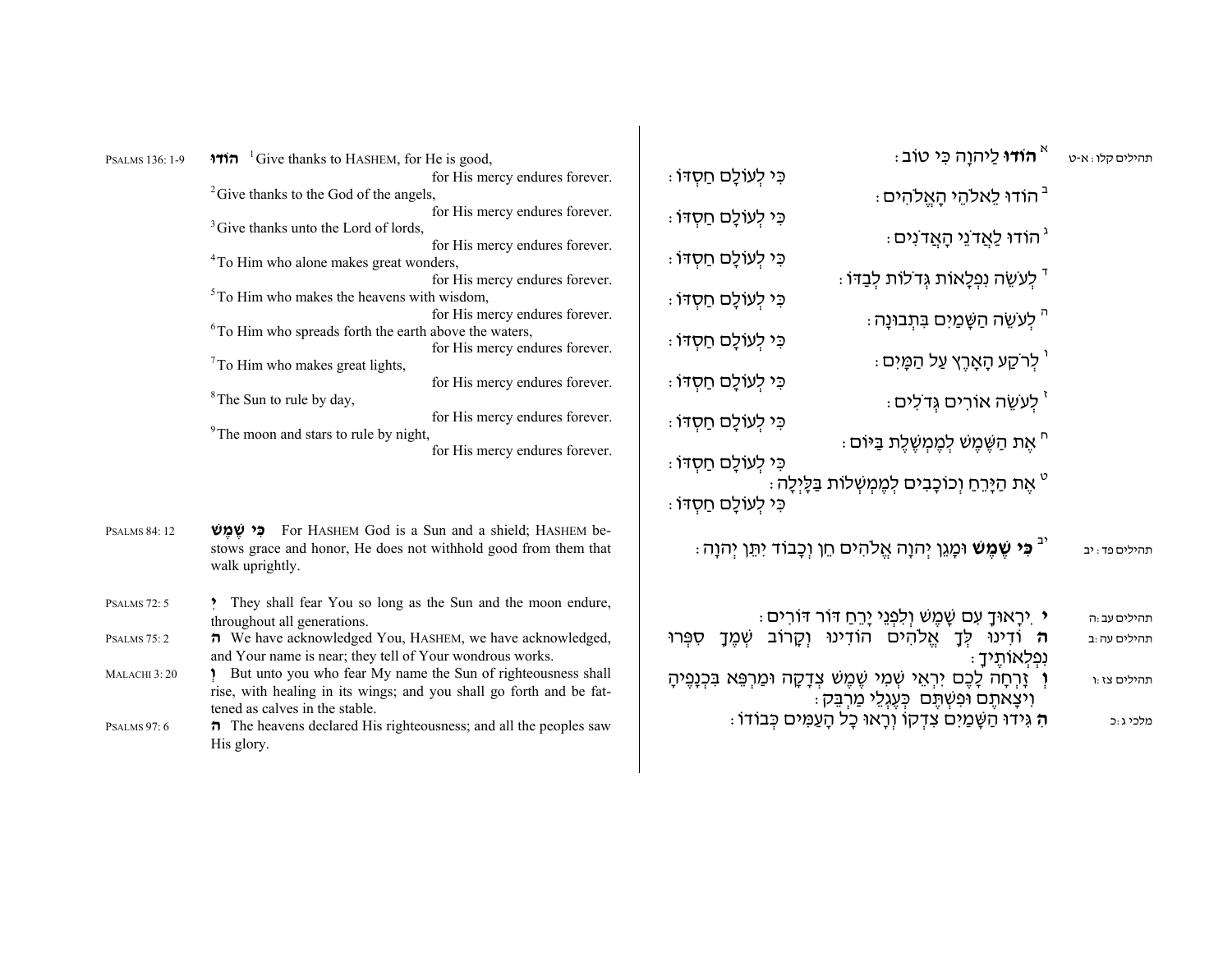PSALMS 136: 1-9

**הודו** [1] Give thanks to HASHEM, for He is good,
for His mercy endures forever.
[2] Give thanks to the God of the angels,
for His mercy endures forever.
[3] Give thanks unto the Lord of lords,
for His mercy endures forever.
[4] To Him who alone makes great wonders,
for His mercy endures forever.
[5] To Him who makes the heavens with wisdom,
for His mercy endures forever.
[6] To Him who spreads forth the earth above the waters,
for His mercy endures forever.
[7] To Him who makes great lights,
for His mercy endures forever.
[8] The Sun to rule by day,
for His mercy endures forever.
[9] The moon and stars to rule by night,
for His mercy endures forever.

תהילים קלו: א-ט

[א] **הוֹדוּ** לַיהוָה כִּי טוֹב׃ כִּי לְעוֹלָם חַסְדּוֹ׃
[ב] הוֹדוּ לֵאלֹהֵי הָאֱלֹהִים׃ כִּי לְעוֹלָם חַסְדּוֹ׃
[ג] הוֹדוּ לַאֲדֹנֵי הָאֲדֹנִים׃ כִּי לְעוֹלָם חַסְדּוֹ׃
[ד] לְעֹשֵׂה נִפְלָאוֹת גְּדֹלוֹת לְבַדּוֹ׃ כִּי לְעוֹלָם חַסְדּוֹ׃
[ה] לְעֹשֵׂה הַשָּׁמַיִם בִּתְבוּנָה׃ כִּי לְעוֹלָם חַסְדּוֹ׃
[ו] לְרֹקַע הָאָרֶץ עַל הַמָּיִם׃ כִּי לְעוֹלָם חַסְדּוֹ׃
[ז] לְעֹשֵׂה אוֹרִים גְּדֹלִים׃ כִּי לְעוֹלָם חַסְדּוֹ׃
[ח] אֶת הַשֶּׁמֶשׁ לְמֶמְשֶׁלֶת בַּיּוֹם׃ כִּי לְעוֹלָם חַסְדּוֹ׃
[ט] אֶת הַיָּרֵחַ וְכוֹכָבִים לְמֶמְשְׁלוֹת בַּלָּיְלָה׃ כִּי לְעוֹלָם חַסְדּוֹ׃

PSALMS 84: 12

**כִּי שֶׁמֶשׁ** For HASHEM God is a Sun and a shield; HASHEM bestows grace and honor, He does not withhold good from them that walk uprightly.

תהילים פד: יב

[יב] **כִּי שֶׁמֶשׁ** וּמָגֵן יְהוָה אֱלֹהִים חֵן וְכָבוֹד יִתֵּן יְהוָה׃

PSALMS 72: 5 — **י** They shall fear You so long as the Sun and the moon endure, throughout all generations.

PSALMS 75: 2 — **ה** We have acknowledged You, HASHEM, we have acknowledged, and Your name is near; they tell of Your wondrous works.

MALACHI 3: 20 — **ו** But unto you who fear My name the Sun of righteousness shall rise, with healing in its wings; and you shall go forth and be fattened as calves in the stable.

PSALMS 97: 6 — **ה** The heavens declared His righteousness; and all the peoples saw His glory.

תהילים עב:ה — **י** יִירָאוּךָ עִם שָׁמֶשׁ וְלִפְנֵי יָרֵחַ דּוֹר דּוֹרִים׃

תהילים עה:ב — **ה** וֹדִינוּ לְּךָ אֱלֹהִים הוֹדִינוּ וְקָרוֹב שְׁמֶךָ סִפְּרוּ נִפְלְאוֹתֶיךָ׃

תהילים צז:ו — **וְ** זָרְחָה לָכֶם יִרְאֵי שְׁמִי שֶׁמֶשׁ צְדָקָה וּמַרְפֵּא בִּכְנָפֶיהָ וִיצָאתֶם וּפִשְׁתֶּם כְּעֶגְלֵי מַרְבֵּק׃

מלכי ג:כ — **הִ** גִּידוּ הַשָּׁמַיִם צִדְקוֹ וְרָאוּ כָל הָעַמִּים כְּבוֹדוֹ׃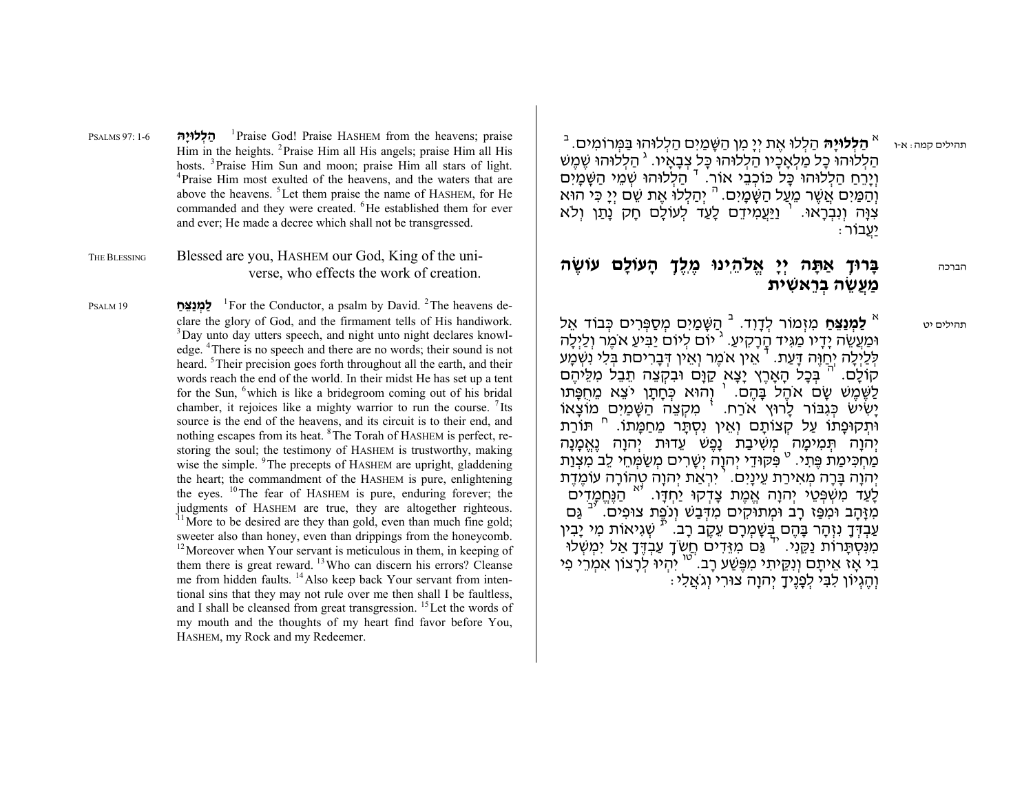PSALMS 97: 1-6

**הַלְלוּיָהּ** [1]Praise God! Praise HASHEM from the heavens; praise Him in the heights. [2]Praise Him all His angels; praise Him all His hosts. [3]Praise Him Sun and moon; praise Him all stars of light. [4]Praise Him most exulted of the heavens, and the waters that are above the heavens. [5]Let them praise the name of HASHEM, for He commanded and they were created. [6]He established them for ever and ever; He made a decree which shall not be transgressed.

THE BLESSING

Blessed are you, HASHEM our God, King of the universe, who effects the work of creation.

PSALM 19

**לַמְנַצֵּחַ** [1]For the Conductor, a psalm by David. [2]The heavens declare the glory of God, and the firmament tells of His handiwork. [3]Day unto day utters speech, and night unto night declares knowledge. [4]There is no speech and there are no words; their sound is not heard. [5]Their precision goes forth throughout all the earth, and their words reach the end of the world. In their midst He has set up a tent for the Sun, [6]which is like a bridegroom coming out of his bridal chamber, it rejoices like a mighty warrior to run the course. [7]Its source is the end of the heavens, and its circuit is to their end, and nothing escapes from its heat. [8]The Torah of HASHEM is perfect, restoring the soul; the testimony of HASHEM is trustworthy, making wise the simple. [9]The precepts of HASHEM are upright, gladdening the heart; the commandment of the HASHEM is pure, enlightening the eyes. [10]The fear of HASHEM is pure, enduring forever; the judgments of HASHEM are true, they are altogether righteous. [11]More to be desired are they than gold, even than much fine gold; sweeter also than honey, even than drippings from the honeycomb. [12]Moreover when Your servant is meticulous in them, in keeping of them there is great reward. [13]Who can discern his errors? Cleanse me from hidden faults. [14]Also keep back Your servant from intentional sins that they may not rule over me then shall I be faultless, and I shall be cleansed from great transgression. [15]Let the words of my mouth and the thoughts of my heart find favor before You, HASHEM, my Rock and my Redeemer.

תהילים קמה: א-ו

א **הַלְלוּיָהּ** הַלְלוּ אֶת יְיָ מִן הַשָּׁמַיִם הַלְלוּהוּ בַּמְּרוֹמִים. ב הַלְלוּהוּ כָל מַלְאָכָיו הַלְלוּהוּ כָּל צְבָאָיו. ג הַלְלוּהוּ שֶׁמֶשׁ וְיָרֵחַ הַלְלוּהוּ כָּל כּוֹכְבֵי אוֹר. ד הַלְלוּהוּ שְׁמֵי הַשָּׁמָיִם וְהַמַּיִם אֲשֶׁר מֵעַל הַשָּׁמָיִם. ה יְהַלְלוּ אֶת שֵׁם יְיָ כִּי הוּא צִוָּה וְנִבְרָאוּ. ו וַיַּעֲמִידֵם לָעַד לְעוֹלָם חָק נָתַן וְלֹא יַעֲבוֹר:

הברכה

**בָּרוּךְ אַתָּה יְיָ אֱלֹהֵינוּ מֶלֶךְ הָעוֹלָם עוֹשֶׂה מַעֲשֵׂה בְרֵאשִׁית**

תהילים יט

א **לַמְנַצֵּחַ** מִזְמוֹר לְדָוִד. ב הַשָּׁמַיִם מְסַפְּרִים כְּבוֹד אֵל וּמַעֲשֵׂה יָדָיו מַגִּיד הָרָקִיעַ. ג יוֹם לְיוֹם יַבִּיעַ אֹמֶר וְלַיְלָה לְּלַיְלָה יְחַוֶּה דָּעַת. ד אֵין אֹמֶר וְאֵין דְּבָרִים בְּלִי נִשְׁמָע קוֹלָם. ה בְּכָל הָאָרֶץ יָצָא קַוָּם וּבִקְצֵה תֵבֵל מִלֵּיהֶם לַשֶּׁמֶשׁ שָׂם אֹהֶל בָּהֶם. ו וְהוּא כְּחָתָן יֹצֵא מֵחֻפָּתוֹ יָשִׂישׂ כְּגִבּוֹר לָרוּץ אֹרַח. ז מִקְצֵה הַשָּׁמַיִם מוֹצָאוֹ וּתְקוּפָתוֹ עַל קְצוֹתָם וְאֵין נִסְתָּר מֵחַמָּתוֹ. ח תּוֹרַת יְהוָה תְּמִימָה מְשִׁיבַת נָפֶשׁ עֵדוּת יְהוָה נֶאֱמָנָה מַחְכִּימַת פֶּתִי. ט פִּקּוּדֵי יְהוָה יְשָׁרִים מְשַׂמְּחֵי לֵב מִצְוַת יְהוָה בָּרָה מְאִירַת עֵינָיִם. י יִרְאַת יְהוָה טְהוֹרָה עוֹמֶדֶת לָעַד מִשְׁפְּטֵי יְהוָה אֱמֶת צָדְקוּ יַחְדָּו. יא הַנֶּחֱמָדִים מִזָּהָב וּמִפַּז רָב וּמְתוּקִים מִדְּבַשׁ וְנֹפֶת צוּפִים. יב גַּם עַבְדְּךָ נִזְהָר בָּהֶם בְּשָׁמְרָם עֵקֶב רָב. יג שְׁגִיאוֹת מִי יָבִין מִנִּסְתָּרוֹת נַקֵּנִי. יד גַּם מִזֵּדִים חֲשֹׂךְ עַבְדֶּךָ אַל יִמְשְׁלוּ בִי אָז אֵיתָם וְנִקֵּיתִי מִפֶּשַׁע רָב. טו יִהְיוּ לְרָצוֹן אִמְרֵי פִי וְהֶגְיוֹן לִבִּי לְפָנֶיךָ יְהוָה צוּרִי וְגֹאֲלִי: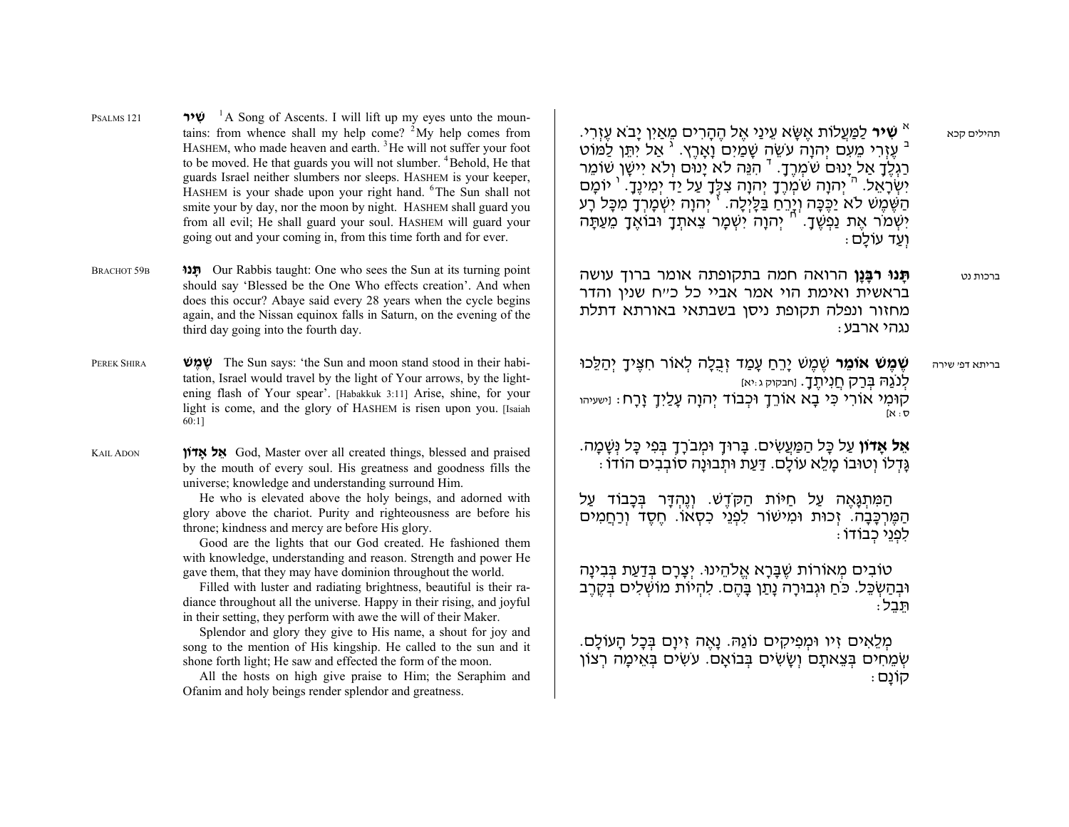PSALMS 121

**שִׁיר** [1]A Song of Ascents. I will lift up my eyes unto the mountains: from whence shall my help come? [2]My help comes from HASHEM, who made heaven and earth. [3]He will not suffer your foot to be moved. He that guards you will not slumber. [4]Behold, He that guards Israel neither slumbers nor sleeps. HASHEM is your keeper, HASHEM is your shade upon your right hand. [6]The Sun shall not smite you by day, nor the moon by night. HASHEM shall guard you from all evil; He shall guard your soul. HASHEM will guard your going out and your coming in, from this time forth and for ever.

תהילים קכא

א **שִׁיר** לַמַּעֲלוֹת אֶשָּׂא עֵינַי אֶל הֶהָרִים מֵאַיִן יָבֹא עֶזְרִי. ב עֶזְרִי מֵעִם יְהוָה עֹשֵׂה שָׁמַיִם וָאָרֶץ. ג אַל יִתֵּן לַמּוֹט רַגְלֶךָ אַל יָנוּם שֹׁמְרֶךָ. ד הִנֵּה לֹא יָנוּם וְלֹא יִישָׁן שׁוֹמֵר יִשְׂרָאֵל. ה יְהוָה שֹׁמְרֶךָ יְהוָה צִלְּךָ עַל יַד יְמִינֶךָ. ו יוֹמָם הַשֶּׁמֶשׁ לֹא יַכֶּכָּה וְיָרֵחַ בַּלָּיְלָה. ז יְהוָה יִשְׁמָרְךָ מִכָּל רָע יִשְׁמֹר אֶת נַפְשֶׁךָ. ח יְהוָה יִשְׁמָר צֵאתְךָ וּבוֹאֶךָ מֵעַתָּה וְעַד עוֹלָם:

BRACHOT 59B

**תָּנוּ** Our Rabbis taught: One who sees the Sun at its turning point should say 'Blessed be the One Who effects creation'. And when does this occur? Abaye said every 28 years when the cycle begins again, and the Nissan equinox falls in Saturn, on the evening of the third day going into the fourth day.

ברכות נט

**תָּנוּ רַבָּנָן** הרואה חמה בתקופתה אומר ברוך עושה בראשית ואימת הוי אמר אביי כל כ"ח שנין והדר מחזור ונפלה תקופת ניסן בשבתאי באורתא דתלת נגהי ארבע:

PEREK SHIRA

**שֶׁמֶשׁ** The Sun says: 'the Sun and moon stand stood in their habitation, Israel would travel by the light of Your arrows, by the lightening flash of Your spear'. [Habakkuk 3:11] Arise, shine, for your light is come, and the glory of HASHEM is risen upon you. [Isaiah 60:1]

ברייתא דפי שירה

**שֶׁמֶשׁ אוֹמֵר** שֶׁמֶשׁ יָרֵחַ עָמַד זְבֻלָה לְאוֹר חִצֶּיךָ יְהַלֵּכוּ לְנֹגַהּ בְּרַק חֲנִיתֶךָ. [חבקוק ג:יא] קוּמִי אוֹרִי כִּי בָא אוֹרֵךְ וּכְבוֹד יְהוָה עָלַיִךְ זָרָח: [ישעיהו ס:א]

KAIL ADON

**אֵל אָדוֹן** God, Master over all created things, blessed and praised by the mouth of every soul. His greatness and goodness fills the universe; knowledge and understanding surround Him.

He who is elevated above the holy beings, and adorned with glory above the chariot. Purity and righteousness are before his throne; kindness and mercy are before His glory.

Good are the lights that our God created. He fashioned them with knowledge, understanding and reason. Strength and power He gave them, that they may have dominion throughout the world.

Filled with luster and radiating brightness, beautiful is their radiance throughout all the universe. Happy in their rising, and joyful in their setting, they perform with awe the will of their Maker.

Splendor and glory they give to His name, a shout for joy and song to the mention of His kingship. He called to the sun and it shone forth light; He saw and effected the form of the moon.

All the hosts on high give praise to Him; the Seraphim and Ofanim and holy beings render splendor and greatness.

**אֵל אָדוֹן** עַל כָּל הַמַּעֲשִׂים. בָּרוּךְ וּמְבֹרָךְ בְּפִי כָּל נְשָׁמָה. גָּדְלוֹ וְטוּבוֹ מָלֵא עוֹלָם. דַּעַת וּתְבוּנָה סוֹבְבִים הוֹדוֹ:

הַמִּתְגָּאֶה עַל חַיּוֹת הַקֹּדֶשׁ. וְנֶהְדָּר בְּכָבוֹד עַל הַמֶּרְכָּבָה. זְכוּת וּמִישׁוֹר לִפְנֵי כִסְאוֹ. חֶסֶד וְרַחֲמִים לִפְנֵי כְבוֹדוֹ:

טוֹבִים מְאוֹרוֹת שֶׁבָּרָא אֱלֹהֵינוּ. יְצָרָם בְּדַעַת בְּבִינָה וּבְהַשְׂכֵּל. כֹּחַ וּגְבוּרָה נָתַן בָּהֶם. לִהְיוֹת מוֹשְׁלִים בְּקֶרֶב תֵּבֵל:

מְלֵאִים זִיו וּמְפִיקִים נֹגַהּ. נָאֶה זִיוָם בְּכָל הָעוֹלָם. שְׂמֵחִים בְּצֵאתָם וְשָׂשִׂים בְּבוֹאָם. עֹשִׂים בְּאֵימָה רְצוֹן קוֹנָם: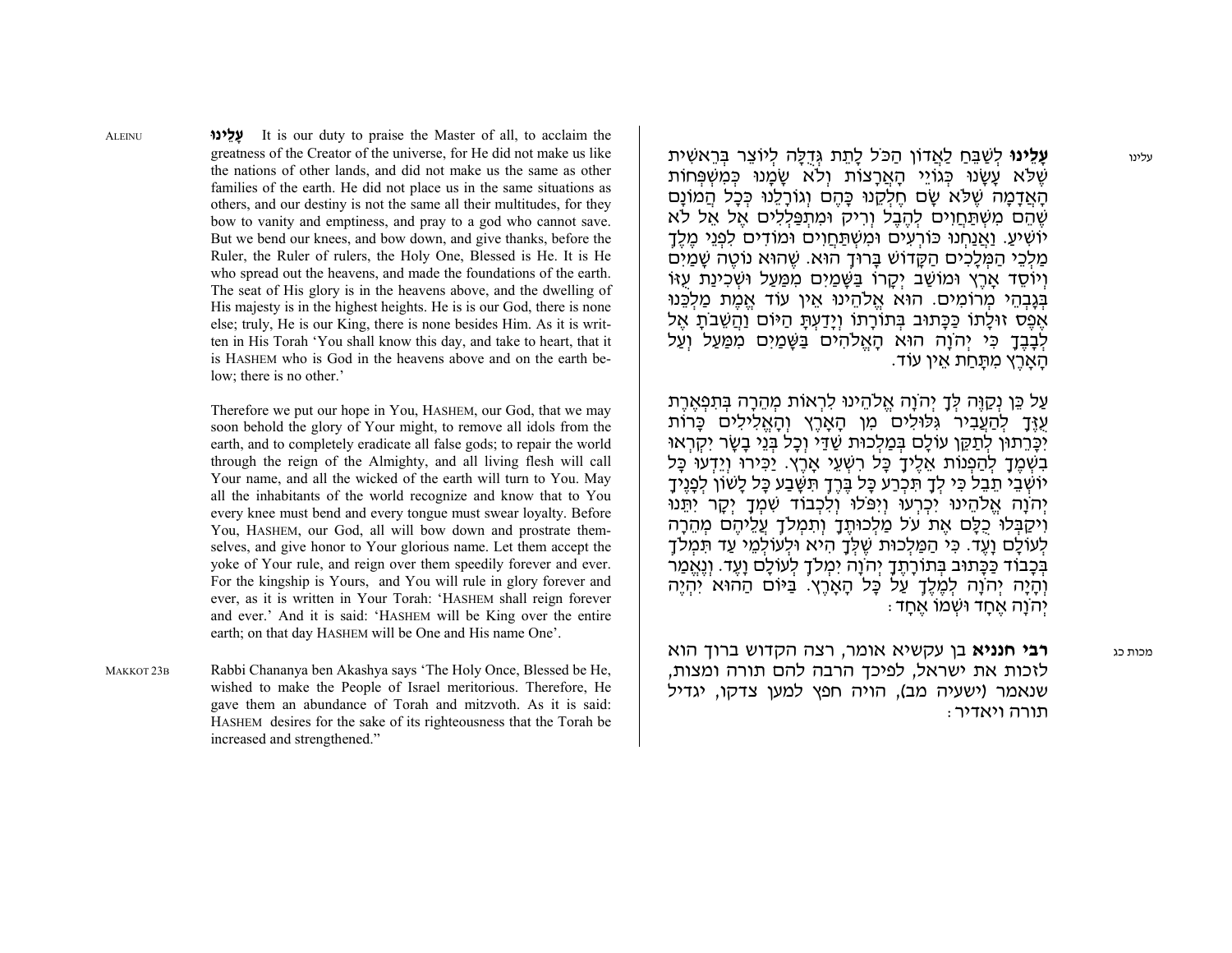ALEINU

**עָלֵינוּ** It is our duty to praise the Master of all, to acclaim the greatness of the Creator of the universe, for He did not make us like the nations of other lands, and did not make us the same as other families of the earth. He did not place us in the same situations as others, and our destiny is not the same all their multitudes, for they bow to vanity and emptiness, and pray to a god who cannot save. But we bend our knees, and bow down, and give thanks, before the Ruler, the Ruler of rulers, the Holy One, Blessed is He. It is He who spread out the heavens, and made the foundations of the earth. The seat of His glory is in the heavens above, and the dwelling of His majesty is in the highest heights. He is our God, there is none else; truly, He is our King, there is none besides Him. As it is written in His Torah 'You shall know this day, and take to heart, that it is HASHEM who is God in the heavens above and on the earth below; there is no other.'

Therefore we put our hope in You, HASHEM, our God, that we may soon behold the glory of Your might, to remove all idols from the earth, and to completely eradicate all false gods; to repair the world through the reign of the Almighty, and all living flesh will call Your name, and all the wicked of the earth will turn to You. May all the inhabitants of the world recognize and know that to You every knee must bend and every tongue must swear loyalty. Before You, HASHEM, our God, all will bow down and prostrate themselves, and give honor to Your glorious name. Let them accept the yoke of Your rule, and reign over them speedily forever and ever. For the kingship is Yours, and You will rule in glory forever and ever, as it is written in Your Torah: 'HASHEM shall reign forever and ever.' And it is said: 'HASHEM will be King over the entire earth; on that day HASHEM will be One and His name One'.

MAKKOT 23B

Rabbi Chananya ben Akashya says 'The Holy Once, Blessed be He, wished to make the People of Israel meritorious. Therefore, He gave them an abundance of Torah and mitzvoth. As it is said: HASHEM desires for the sake of its righteousness that the Torah be increased and strengthened."

עלינו

**עָלֵינוּ** לְשַׁבֵּחַ לַאֲדוֹן הַכֹּל לָתֵת גְּדֻלָּה לְיוֹצֵר בְּרֵאשִׁית שֶׁלֹּא עָשָׂנוּ כְּגוֹיֵי הָאֲרָצוֹת וְלֹא שָׂמָנוּ כְּמִשְׁפְּחוֹת הָאֲדָמָה שֶׁלֹּא שָׂם חֶלְקֵנוּ כָּהֶם וְגוֹרָלֵנוּ כְּכָל הֲמוֹנָם שֶׁהֵם מִשְׁתַּחֲוִים לְהֶבֶל וָרִיק וּמִתְפַּלְלִים אֶל אֵל לֹא יוֹשִׁיעַ. וַאֲנַחְנוּ כּוֹרְעִים וּמִשְׁתַּחֲוִים וּמוֹדִים לִפְנֵי מֶלֶךְ מַלְכֵי הַמְּלָכִים הַקָּדוֹשׁ בָּרוּךְ הוּא. שֶׁהוּא נוֹטֶה שָׁמַיִם וְיוֹסֵד אָרֶץ וּמוֹשַׁב יְקָרוֹ בַּשָּׁמַיִם מִמַּעַל וּשְׁכִינַת עֻזּוֹ בְּגָבְהֵי מְרוֹמִים. הוּא אֱלֹהֵינוּ אֵין עוֹד אֱמֶת מַלְכֵּנוּ אֶפֶס זוּלָתוֹ כַּכָּתוּב בְּתוֹרָתוֹ וְיָדַעְתָּ הַיּוֹם וַהֲשֵׁבֹתָ אֶל לְבָבֶךָ כִּי יְהֹוָה הוּא הָאֱלֹהִים בַּשָּׁמַיִם מִמַּעַל וְעַל הָאָרֶץ מִתָּחַת אֵין עוֹד.

עַל כֵּן נְקַוֶּה לְּךָ יְהֹוָה אֱלֹהֵינוּ לִרְאוֹת מְהֵרָה בְּתִפְאֶרֶת עֻזֶּךָ לְהַעֲבִיר גִּלּוּלִים מִן הָאָרֶץ וְהָאֱלִילִים כָּרוֹת יִכָּרֵתוּן לְתַקֵּן עוֹלָם בְּמַלְכוּת שַׁדַּי וְכָל בְּנֵי בָשָׂר יִקְרְאוּ בִשְׁמֶךָ לְהַפְנוֹת אֵלֶיךָ כָּל רִשְׁעֵי אָרֶץ. יַכִּירוּ וְיֵדְעוּ כָּל יוֹשְׁבֵי תֵבֵל כִּי לְךָ תִּכְרַע כָּל בֶּרֶךְ תִּשָּׁבַע כָּל לָשׁוֹן לְפָנֶיךָ יְהֹוָה אֱלֹהֵינוּ יִכְרְעוּ וְיִפֹּלוּ וְלִכְבוֹד שִׁמְךָ יְקָר יִתֵּנוּ וִיקַבְּלוּ כֻלָּם אֶת עֹל מַלְכוּתֶךָ וְתִמְלֹךְ עֲלֵיהֶם מְהֵרָה לְעוֹלָם וָעֶד. כִּי הַמַּלְכוּת שֶׁלְּךָ הִיא וּלְעוֹלְמֵי עַד תִּמְלֹךְ בְּכָבוֹד כַּכָּתוּב בְּתוֹרָתֶךָ יְהֹוָה יִמְלֹךְ לְעוֹלָם וָעֶד. וְנֶאֱמַר וְהָיָה יְהֹוָה לְמֶלֶךְ עַל כָּל הָאָרֶץ. בַּיּוֹם הַהוּא יִהְיֶה יְהֹוָה אֶחָד וּשְׁמוֹ אֶחָד:

מכות כג

**רבי חנניא** בן עקשיא אומר, רצה הקדוש ברוך הוא לזכות את ישראל, לפיכך הרבה להם תורה ומצות, שנאמר (ישעיה מב), הויה חפץ למען צדקו, יגדיל תורה ויאדיר: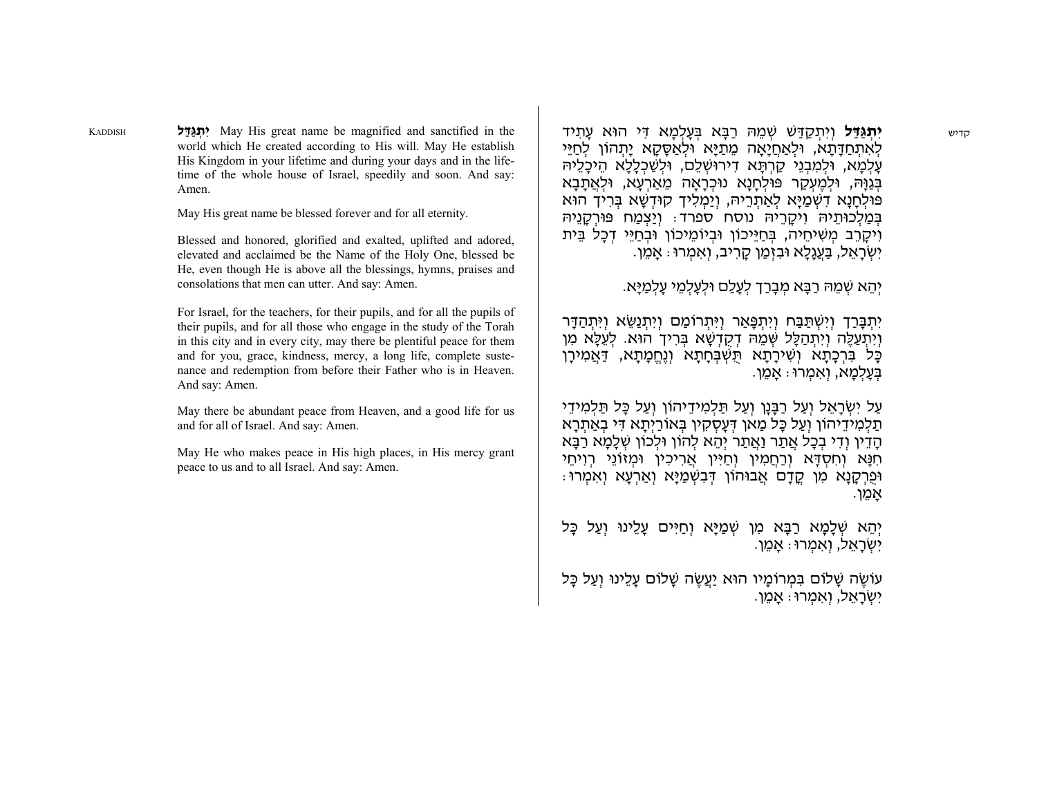KADDISH

**יִתְגַּדַּל** May His great name be magnified and sanctified in the world which He created according to His will. May He establish His Kingdom in your lifetime and during your days and in the lifetime of the whole house of Israel, speedily and soon. And say: Amen.

May His great name be blessed forever and for all eternity.

Blessed and honored, glorified and exalted, uplifted and adored, elevated and acclaimed be the Name of the Holy One, blessed be He, even though He is above all the blessings, hymns, praises and consolations that men can utter. And say: Amen.

For Israel, for the teachers, for their pupils, and for all the pupils of their pupils, and for all those who engage in the study of the Torah in this city and in every city, may there be plentiful peace for them and for you, grace, kindness, mercy, a long life, complete sustenance and redemption from before their Father who is in Heaven. And say: Amen.

May there be abundant peace from Heaven, and a good life for us and for all of Israel. And say: Amen.

May He who makes peace in His high places, in His mercy grant peace to us and to all Israel. And say: Amen.

קדיש

**יִתְגַּדַּל** וְיִתְקַדַּשׁ שְׁמֵהּ רַבָּא בְּעָלְמָא דִּי הוּא עָתִיד לְאִתְחַדָּתָא, וּלְאַחֲיָאָה מֵתַיָּא וּלְאַסָּקָא יָתְהוֹן לְחַיֵּי עָלְמָא, וּלְמִבְנֵי קַרְתָּא דִירוּשְׁלֵם, וּלְשַׁכְלָלָא הֵיכָלֵיהּ בְּגַוָּהּ, וּלְמֶעְקַר פּוּלְחָנָא נוּכְרָאָה מֵאַרְעָא, וּלְאֲתָבָא פּוּלְחָנָא דִשְׁמַיָּא לְאַתְרֵיהּ, וְיַמְלִיךְ קוּדְשָׁא בְּרִיךְ הוּא בְּמַלְכוּתֵיהּ וִיקָרֵיהּ נוסח ספרד: וְיַצְמַח פּוּרְקָנֵיהּ וִיקָרֵב מְשִׁיחֵיהּ, בְּחַיֵּיכוֹן וּבְיוֹמֵיכוֹן וּבְחַיֵּי דְכָל בֵּית יִשְׂרָאֵל, בַּעֲגָלָא וּבִזְמַן קָרִיב, וְאִמְרוּ: אָמֵן.

יְהֵא שְׁמֵהּ רַבָּא מְבָרַךְ לְעָלַם וּלְעָלְמֵי עָלְמַיָּא.

יִתְבָּרַךְ וְיִשְׁתַּבַּח וְיִתְפָּאַר וְיִתְרוֹמַם וְיִתְנַשֵּׂא וְיִתְהַדָּר וְיִתְעַלֶּה וְיִתְהַלָּל שְׁמֵהּ דְקֻדְשָׁא בְּרִיךְ הוּא. לְעֵלָּא מִן כָּל בִּרְכָתָא וְשִׁירָתָא תֻּשְׁבְּחָתָא וְנֶחֱמָתָא, דַּאֲמִירָן בְּעָלְמָא, וְאִמְרוּ: אָמֵן.

עַל יִשְׂרָאֵל וְעַל רַבָּנָן וְעַל תַּלְמִידֵיהוֹן וְעַל כָּל תַּלְמִידֵי תַלְמִידֵיהוֹן וְעַל כָּל מַאן דְּעָסְקִין בְּאוֹרַיְתָא דִּי בְאַתְרָא הָדֵין וְדִי בְּכָל אֲתַר וַאֲתַר יְהֵא לְהוֹן וּלְכוֹן שְׁלָמָא רַבָּא חִנָּא וְחִסְדָּא וְרַחֲמִין וְחַיִּין אֲרִיכִין וּמְזוֹנֵי רְוִיחֵי וּפֻרְקָנָא מִן קֳדָם אֲבוּהוֹן דְּבִשְׁמַיָּא וְאַרְעָא וְאִמְרוּ: אָמֵן.

יְהֵא שְׁלָמָא רַבָּא מִן שְׁמַיָּא וְחַיִּים עָלֵינוּ וְעַל כָּל יִשְׂרָאֵל, וְאִמְרוּ: אָמֵן.

עוֹשֶׂה שָׁלוֹם בִּמְרוֹמָיו הוּא יַעֲשֶׂה שָׁלוֹם עָלֵינוּ וְעַל כָּל יִשְׂרָאֵל, וְאִמְרוּ: אָמֵן.